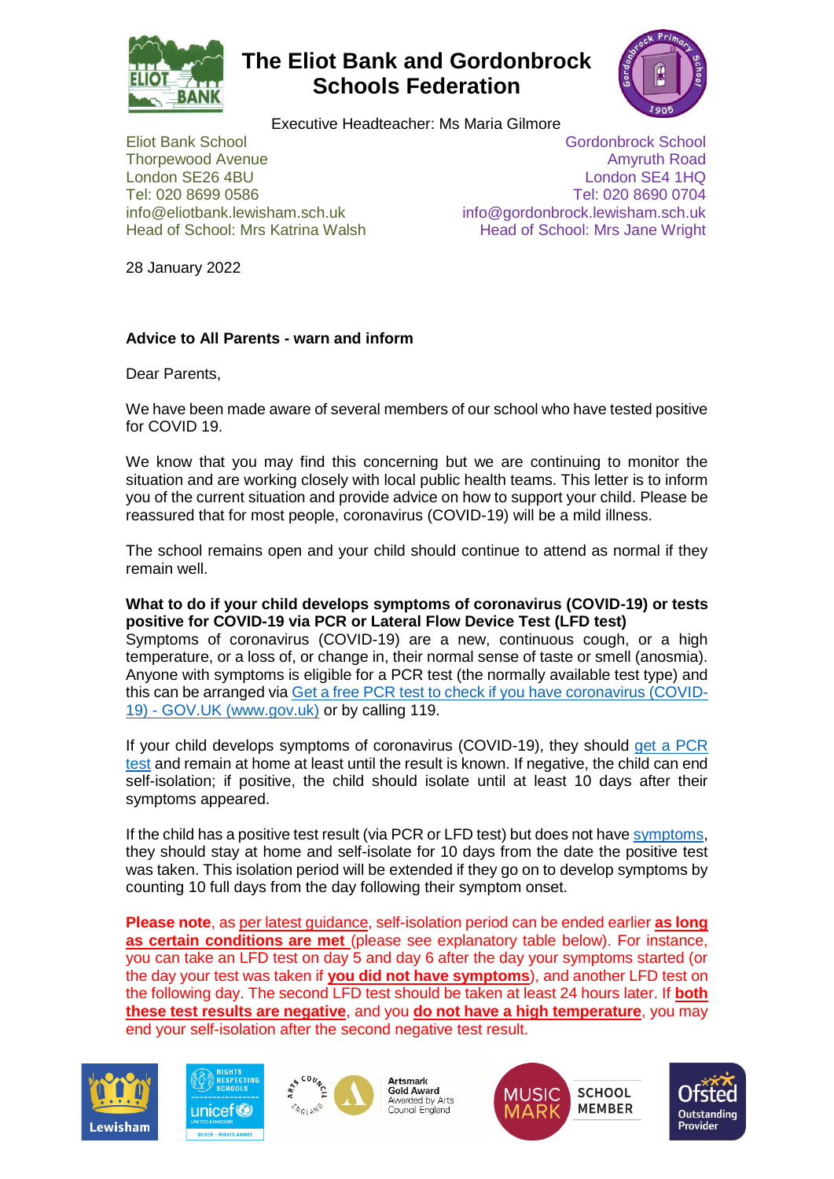# The Eliot Bank and Gordonbrock Schools Federation

Executive Headteacher: Ms Maria Gilmore

Eliot Bank School
Thorpewood Avenue
London SE26 4BU
Tel: 020 8699 0586
info@eliotbank.lewisham.sch.uk
Head of School: Mrs Katrina Walsh

Gordonbrock School
Amyruth Road
London SE4 1HQ
Tel: 020 8690 0704
info@gordonbrock.lewisham.sch.uk
Head of School: Mrs Jane Wright

28 January 2022

**Advice to All Parents - warn and inform**

Dear Parents,

We have been made aware of several members of our school who have tested positive for COVID 19.

We know that you may find this concerning but we are continuing to monitor the situation and are working closely with local public health teams. This letter is to inform you of the current situation and provide advice on how to support your child. Please be reassured that for most people, coronavirus (COVID-19) will be a mild illness.

The school remains open and your child should continue to attend as normal if they remain well.

**What to do if your child develops symptoms of coronavirus (COVID-19) or tests positive for COVID-19 via PCR or Lateral Flow Device Test (LFD test)**

Symptoms of coronavirus (COVID-19) are a new, continuous cough, or a high temperature, or a loss of, or change in, their normal sense of taste or smell (anosmia). Anyone with symptoms is eligible for a PCR test (the normally available test type) and this can be arranged via [Get a free PCR test to check if you have coronavirus (COVID-19) - GOV.UK (www.gov.uk)] or by calling 119.

If your child develops symptoms of coronavirus (COVID-19), they should [get a PCR test] and remain at home at least until the result is known. If negative, the child can end self-isolation; if positive, the child should isolate until at least 10 days after their symptoms appeared.

If the child has a positive test result (via PCR or LFD test) but does not have [symptoms], they should stay at home and self-isolate for 10 days from the date the positive test was taken. This isolation period will be extended if they go on to develop symptoms by counting 10 full days from the day following their symptom onset.

**Please note**, as per latest guidance, self-isolation period can be ended earlier **as long as certain conditions are met** (please see explanatory table below). For instance, you can take an LFD test on day 5 and day 6 after the day your symptoms started (or the day your test was taken if **you did not have symptoms**), and another LFD test on the following day. The second LFD test should be taken at least 24 hours later. If **both these test results are negative**, and you **do not have a high temperature**, you may end your self-isolation after the second negative test result.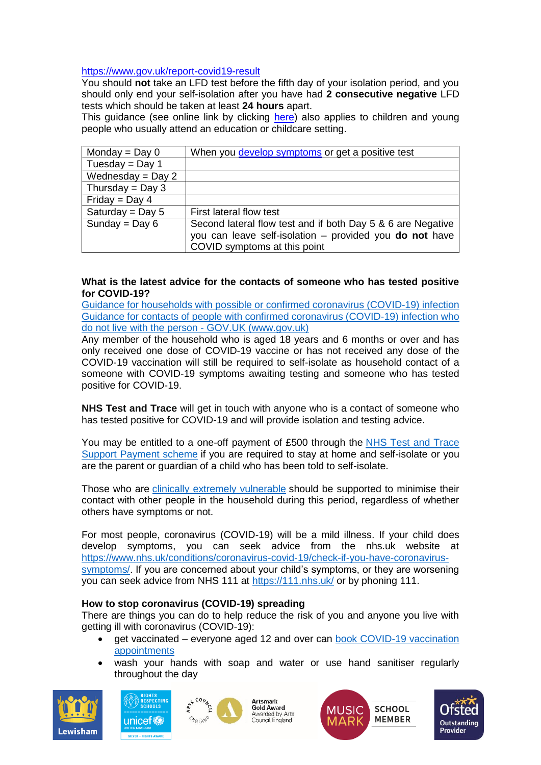https://www.gov.uk/report-covid19-result

You should **not** take an LFD test before the fifth day of your isolation period, and you should only end your self-isolation after you have had **2 consecutive negative** LFD tests which should be taken at least **24 hours** apart.

This guidance (see online link by clicking here) also applies to children and young people who usually attend an education or childcare setting.

| Monday = Day 0 | When you develop symptoms or get a positive test |
|---|---|
| Tuesday = Day 1 | |
| Wednesday = Day 2 | |
| Thursday = Day 3 | |
| Friday = Day 4 | |
| Saturday = Day 5 | First lateral flow test |
| Sunday = Day 6 | Second lateral flow test and if both Day 5 & 6 are Negative you can leave self-isolation – provided you **do not** have COVID symptoms at this point |

**What is the latest advice for the contacts of someone who has tested positive for COVID-19?**

Guidance for households with possible or confirmed coronavirus (COVID-19) infection
Guidance for contacts of people with confirmed coronavirus (COVID-19) infection who do not live with the person - GOV.UK (www.gov.uk)

Any member of the household who is aged 18 years and 6 months or over and has only received one dose of COVID-19 vaccine or has not received any dose of the COVID-19 vaccination will still be required to self-isolate as household contact of a someone with COVID-19 symptoms awaiting testing and someone who has tested positive for COVID-19.

**NHS Test and Trace** will get in touch with anyone who is a contact of someone who has tested positive for COVID-19 and will provide isolation and testing advice.

You may be entitled to a one-off payment of £500 through the NHS Test and Trace Support Payment scheme if you are required to stay at home and self-isolate or you are the parent or guardian of a child who has been told to self-isolate.

Those who are clinically extremely vulnerable should be supported to minimise their contact with other people in the household during this period, regardless of whether others have symptoms or not.

For most people, coronavirus (COVID-19) will be a mild illness. If your child does develop symptoms, you can seek advice from the nhs.uk website at https://www.nhs.uk/conditions/coronavirus-covid-19/check-if-you-have-coronavirus-symptoms/. If you are concerned about your child's symptoms, or they are worsening you can seek advice from NHS 111 at https://111.nhs.uk/ or by phoning 111.

**How to stop coronavirus (COVID-19) spreading**

There are things you can do to help reduce the risk of you and anyone you live with getting ill with coronavirus (COVID-19):

- get vaccinated – everyone aged 12 and over can book COVID-19 vaccination appointments
- wash your hands with soap and water or use hand sanitiser regularly throughout the day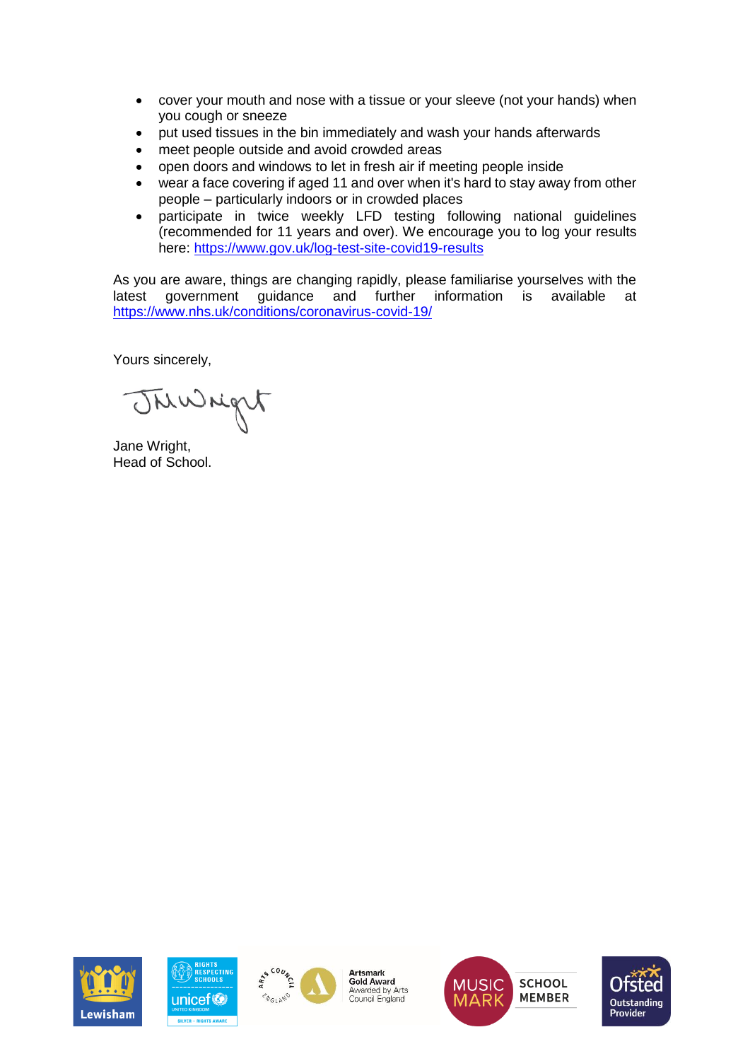- cover your mouth and nose with a tissue or your sleeve (not your hands) when you cough or sneeze
- put used tissues in the bin immediately and wash your hands afterwards
- meet people outside and avoid crowded areas
- open doors and windows to let in fresh air if meeting people inside
- wear a face covering if aged 11 and over when it's hard to stay away from other people – particularly indoors or in crowded places
- participate in twice weekly LFD testing following national guidelines (recommended for 11 years and over). We encourage you to log your results here: https://www.gov.uk/log-test-site-covid19-results

As you are aware, things are changing rapidly, please familiarise yourselves with the latest government guidance and further information is available at https://www.nhs.uk/conditions/coronavirus-covid-19/

Yours sincerely,

Jane Wright,
Head of School.